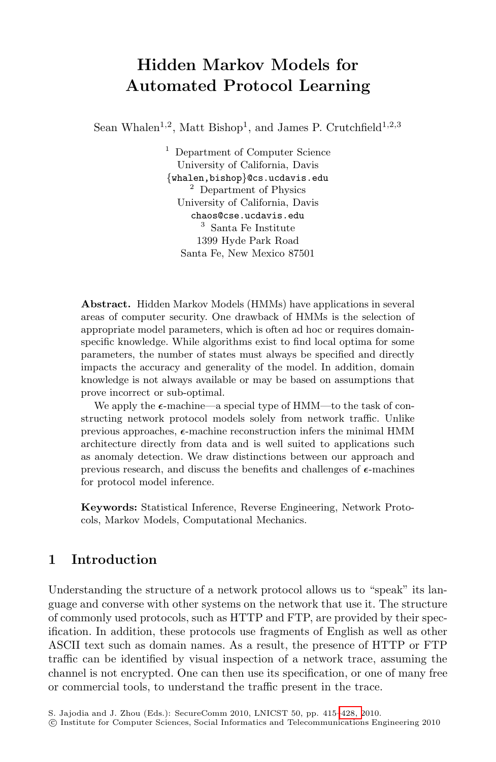# Hidden Markov Models for Automated Protocol Learning

Sean Whalen[1,2], Matt Bishop[1], and James P. Crutchfield[1,2,3]

[1] Department of Computer Science
University of California, Davis
{whalen,bishop}@cs.ucdavis.edu

[2] Department of Physics
University of California, Davis
chaos@cse.ucdavis.edu

[3] Santa Fe Institute
1399 Hyde Park Road
Santa Fe, New Mexico 87501

**Abstract.** Hidden Markov Models (HMMs) have applications in several areas of computer security. One drawback of HMMs is the selection of appropriate model parameters, which is often ad hoc or requires domain-specific knowledge. While algorithms exist to find local optima for some parameters, the number of states must always be specified and directly impacts the accuracy and generality of the model. In addition, domain knowledge is not always available or may be based on assumptions that prove incorrect or sub-optimal.

We apply the $\epsilon$-machine—a special type of HMM—to the task of constructing network protocol models solely from network traffic. Unlike previous approaches, $\epsilon$-machine reconstruction infers the minimal HMM architecture directly from data and is well suited to applications such as anomaly detection. We draw distinctions between our approach and previous research, and discuss the benefits and challenges of $\epsilon$-machines for protocol model inference.

**Keywords:** Statistical Inference, Reverse Engineering, Network Protocols, Markov Models, Computational Mechanics.

## 1 Introduction

Understanding the structure of a network protocol allows us to "speak" its language and converse with other systems on the network that use it. The structure of commonly used protocols, such as HTTP and FTP, are provided by their specification. In addition, these protocols use fragments of English as well as other ASCII text such as domain names. As a result, the presence of HTTP or FTP traffic can be identified by visual inspection of a network trace, assuming the channel is not encrypted. One can then use its specification, or one of many free or commercial tools, to understand the traffic present in the trace.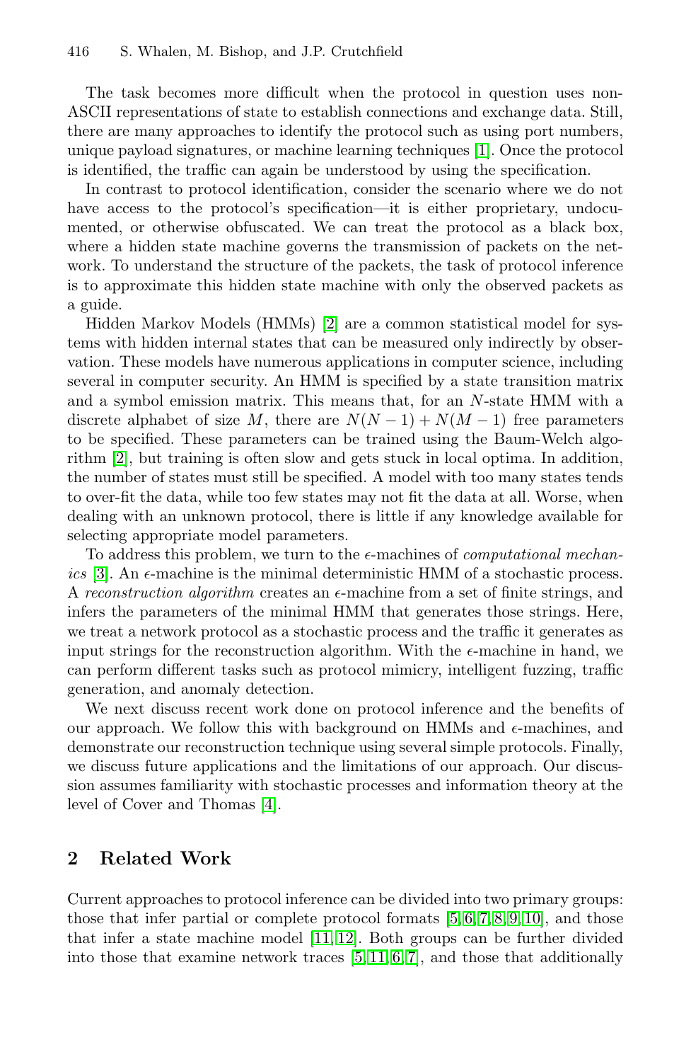The task becomes more difficult when the protocol in question uses non-ASCII representations of state to establish connections and exchange data. Still, there are many approaches to identify the protocol such as using port numbers, unique payload signatures, or machine learning techniques [1]. Once the protocol is identified, the traffic can again be understood by using the specification.

In contrast to protocol identification, consider the scenario where we do not have access to the protocol's specification—it is either proprietary, undocumented, or otherwise obfuscated. We can treat the protocol as a black box, where a hidden state machine governs the transmission of packets on the network. To understand the structure of the packets, the task of protocol inference is to approximate this hidden state machine with only the observed packets as a guide.

Hidden Markov Models (HMMs) [2] are a common statistical model for systems with hidden internal states that can be measured only indirectly by observation. These models have numerous applications in computer science, including several in computer security. An HMM is specified by a state transition matrix and a symbol emission matrix. This means that, for an $N$-state HMM with a discrete alphabet of size $M$, there are $N(N-1) + N(M-1)$ free parameters to be specified. These parameters can be trained using the Baum-Welch algorithm [2], but training is often slow and gets stuck in local optima. In addition, the number of states must still be specified. A model with too many states tends to over-fit the data, while too few states may not fit the data at all. Worse, when dealing with an unknown protocol, there is little if any knowledge available for selecting appropriate model parameters.

To address this problem, we turn to the $\epsilon$-machines of *computational mechanics* [3]. An $\epsilon$-machine is the minimal deterministic HMM of a stochastic process. A *reconstruction algorithm* creates an $\epsilon$-machine from a set of finite strings, and infers the parameters of the minimal HMM that generates those strings. Here, we treat a network protocol as a stochastic process and the traffic it generates as input strings for the reconstruction algorithm. With the $\epsilon$-machine in hand, we can perform different tasks such as protocol mimicry, intelligent fuzzing, traffic generation, and anomaly detection.

We next discuss recent work done on protocol inference and the benefits of our approach. We follow this with background on HMMs and $\epsilon$-machines, and demonstrate our reconstruction technique using several simple protocols. Finally, we discuss future applications and the limitations of our approach. Our discussion assumes familiarity with stochastic processes and information theory at the level of Cover and Thomas [4].

## 2 Related Work

Current approaches to protocol inference can be divided into two primary groups: those that infer partial or complete protocol formats [5,6,7,8,9,10], and those that infer a state machine model [11,12]. Both groups can be further divided into those that examine network traces [5,11,6,7], and those that additionally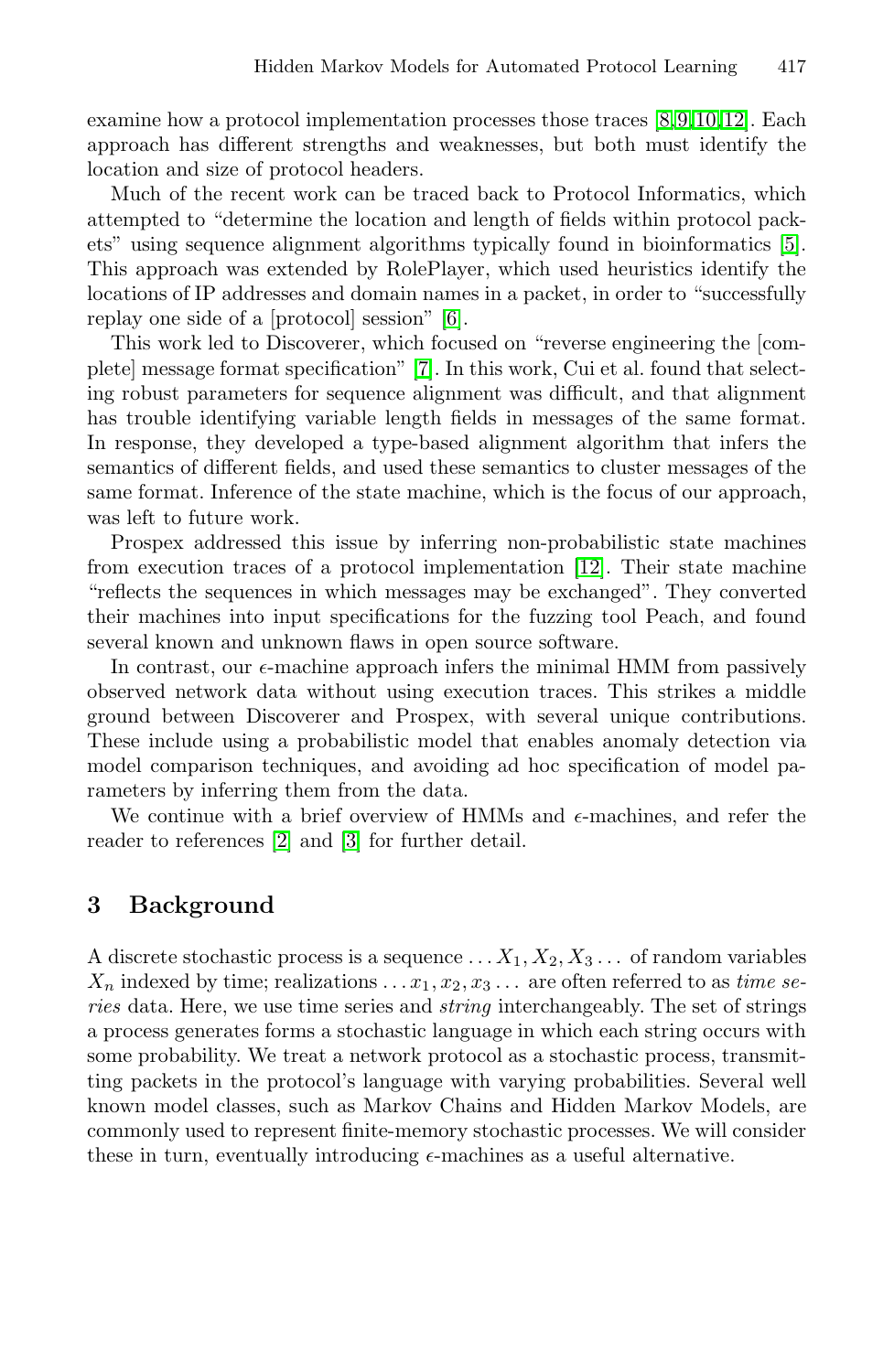examine how a protocol implementation processes those traces [8,9,10,12]. Each approach has different strengths and weaknesses, but both must identify the location and size of protocol headers.

Much of the recent work can be traced back to Protocol Informatics, which attempted to "determine the location and length of fields within protocol packets" using sequence alignment algorithms typically found in bioinformatics [5]. This approach was extended by RolePlayer, which used heuristics identify the locations of IP addresses and domain names in a packet, in order to "successfully replay one side of a [protocol] session" [6].

This work led to Discoverer, which focused on "reverse engineering the [complete] message format specification" [7]. In this work, Cui et al. found that selecting robust parameters for sequence alignment was difficult, and that alignment has trouble identifying variable length fields in messages of the same format. In response, they developed a type-based alignment algorithm that infers the semantics of different fields, and used these semantics to cluster messages of the same format. Inference of the state machine, which is the focus of our approach, was left to future work.

Prospex addressed this issue by inferring non-probabilistic state machines from execution traces of a protocol implementation [12]. Their state machine "reflects the sequences in which messages may be exchanged". They converted their machines into input specifications for the fuzzing tool Peach, and found several known and unknown flaws in open source software.

In contrast, our $\epsilon$-machine approach infers the minimal HMM from passively observed network data without using execution traces. This strikes a middle ground between Discoverer and Prospex, with several unique contributions. These include using a probabilistic model that enables anomaly detection via model comparison techniques, and avoiding ad hoc specification of model parameters by inferring them from the data.

We continue with a brief overview of HMMs and $\epsilon$-machines, and refer the reader to references [2] and [3] for further detail.

## 3 Background

A discrete stochastic process is a sequence $\ldots X_1, X_2, X_3 \ldots$ of random variables $X_n$ indexed by time; realizations $\ldots x_1, x_2, x_3 \ldots$ are often referred to as *time series* data. Here, we use time series and *string* interchangeably. The set of strings a process generates forms a stochastic language in which each string occurs with some probability. We treat a network protocol as a stochastic process, transmitting packets in the protocol's language with varying probabilities. Several well known model classes, such as Markov Chains and Hidden Markov Models, are commonly used to represent finite-memory stochastic processes. We will consider these in turn, eventually introducing $\epsilon$-machines as a useful alternative.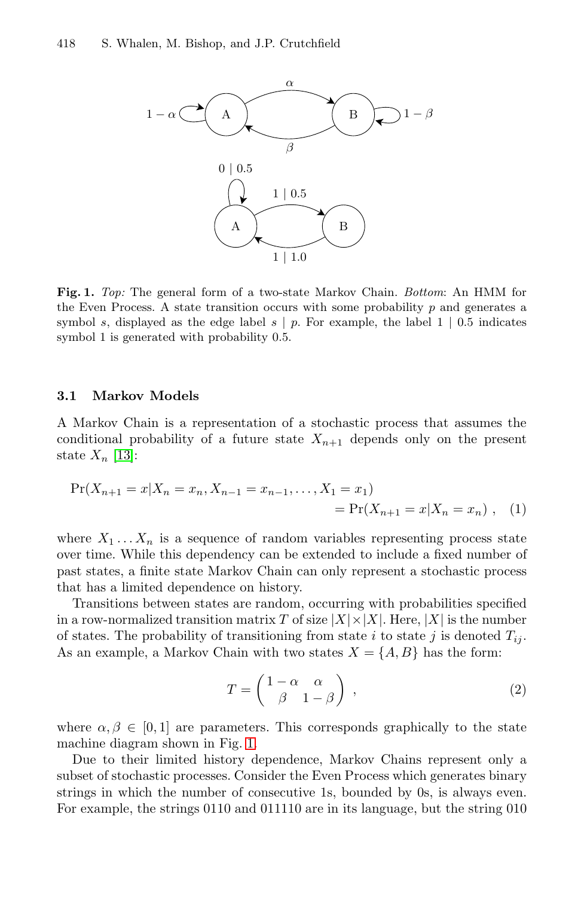**Fig. 1.** *Top:* The general form of a two-state Markov Chain. *Bottom*: An HMM for the Even Process. A state transition occurs with some probability $p$ and generates a symbol $s$, displayed as the edge label $s \mid p$. For example, the label $1 \mid 0.5$ indicates symbol 1 is generated with probability 0.5.

### 3.1 Markov Models

A Markov Chain is a representation of a stochastic process that assumes the conditional probability of a future state $X_{n+1}$ depends only on the present state $X_n$ [13]:

$$\Pr(X_{n+1} = x | X_n = x_n, X_{n-1} = x_{n-1}, \ldots, X_1 = x_1) = \Pr(X_{n+1} = x | X_n = x_n) \ , \quad (1)$$

where $X_1 \ldots X_n$ is a sequence of random variables representing process state over time. While this dependency can be extended to include a fixed number of past states, a finite state Markov Chain can only represent a stochastic process that has a limited dependence on history.

Transitions between states are random, occurring with probabilities specified in a row-normalized transition matrix $T$ of size $|X| \times |X|$. Here, $|X|$ is the number of states. The probability of transitioning from state $i$ to state $j$ is denoted $T_{ij}$. As an example, a Markov Chain with two states $X = \{A, B\}$ has the form:

$$T = \begin{pmatrix} 1-\alpha & \alpha \\ \beta & 1-\beta \end{pmatrix} \ , \quad (2)$$

where $\alpha, \beta \in [0, 1]$ are parameters. This corresponds graphically to the state machine diagram shown in Fig. 1.

Due to their limited history dependence, Markov Chains represent only a subset of stochastic processes. Consider the Even Process which generates binary strings in which the number of consecutive 1s, bounded by 0s, is always even. For example, the strings 0110 and 011110 are in its language, but the string 010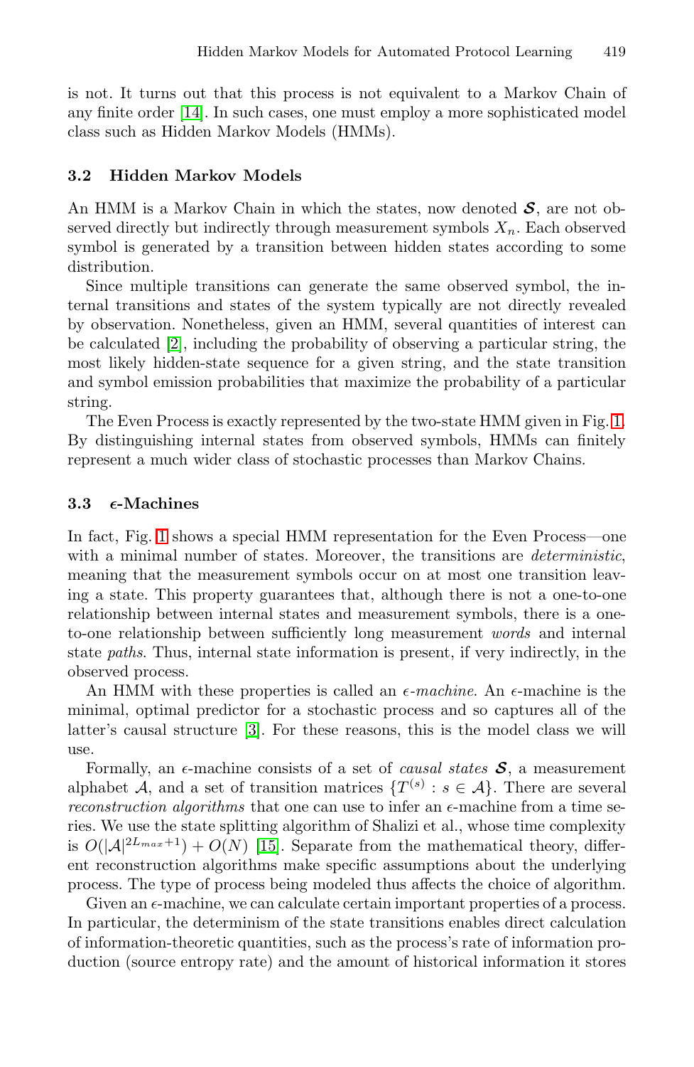is not. It turns out that this process is not equivalent to a Markov Chain of any finite order [14]. In such cases, one must employ a more sophisticated model class such as Hidden Markov Models (HMMs).

### 3.2 Hidden Markov Models

An HMM is a Markov Chain in which the states, now denoted $\boldsymbol{\mathcal{S}}$, are not observed directly but indirectly through measurement symbols $X_n$. Each observed symbol is generated by a transition between hidden states according to some distribution.

Since multiple transitions can generate the same observed symbol, the internal transitions and states of the system typically are not directly revealed by observation. Nonetheless, given an HMM, several quantities of interest can be calculated [2], including the probability of observing a particular string, the most likely hidden-state sequence for a given string, and the state transition and symbol emission probabilities that maximize the probability of a particular string.

The Even Process is exactly represented by the two-state HMM given in Fig. 1. By distinguishing internal states from observed symbols, HMMs can finitely represent a much wider class of stochastic processes than Markov Chains.

### 3.3 $\epsilon$-Machines

In fact, Fig. 1 shows a special HMM representation for the Even Process—one with a minimal number of states. Moreover, the transitions are *deterministic*, meaning that the measurement symbols occur on at most one transition leaving a state. This property guarantees that, although there is not a one-to-one relationship between internal states and measurement symbols, there is a one-to-one relationship between sufficiently long measurement *words* and internal state *paths*. Thus, internal state information is present, if very indirectly, in the observed process.

An HMM with these properties is called an $\epsilon$*-machine*. An $\epsilon$-machine is the minimal, optimal predictor for a stochastic process and so captures all of the latter's causal structure [3]. For these reasons, this is the model class we will use.

Formally, an $\epsilon$-machine consists of a set of *causal states* $\boldsymbol{\mathcal{S}}$, a measurement alphabet $\mathcal{A}$, and a set of transition matrices $\{T^{(s)} : s \in \mathcal{A}\}$. There are several *reconstruction algorithms* that one can use to infer an $\epsilon$-machine from a time series. We use the state splitting algorithm of Shalizi et al., whose time complexity is $O(|\mathcal{A}|^{2L_{max}+1}) + O(N)$ [15]. Separate from the mathematical theory, different reconstruction algorithms make specific assumptions about the underlying process. The type of process being modeled thus affects the choice of algorithm.

Given an $\epsilon$-machine, we can calculate certain important properties of a process. In particular, the determinism of the state transitions enables direct calculation of information-theoretic quantities, such as the process's rate of information production (source entropy rate) and the amount of historical information it stores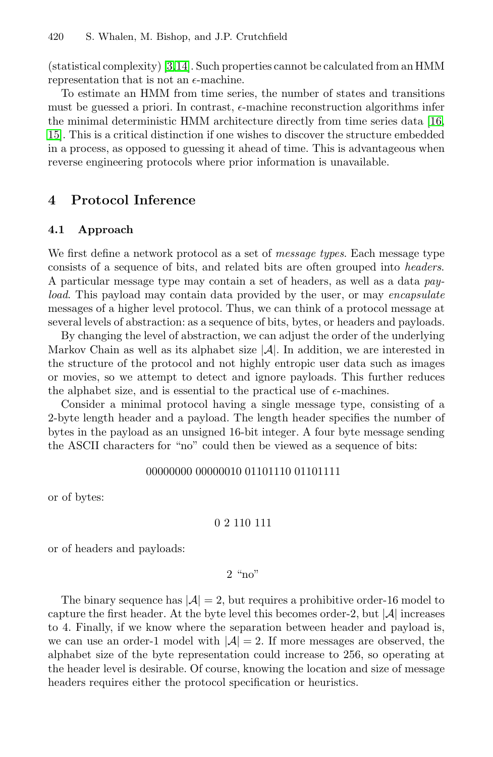(statistical complexity) [3,14]. Such properties cannot be calculated from an HMM representation that is not an $\epsilon$-machine.

To estimate an HMM from time series, the number of states and transitions must be guessed a priori. In contrast, $\epsilon$-machine reconstruction algorithms infer the minimal deterministic HMM architecture directly from time series data [16, 15]. This is a critical distinction if one wishes to discover the structure embedded in a process, as opposed to guessing it ahead of time. This is advantageous when reverse engineering protocols where prior information is unavailable.

## 4 Protocol Inference

### 4.1 Approach

We first define a network protocol as a set of *message types*. Each message type consists of a sequence of bits, and related bits are often grouped into *headers*. A particular message type may contain a set of headers, as well as a data *payload*. This payload may contain data provided by the user, or may *encapsulate* messages of a higher level protocol. Thus, we can think of a protocol message at several levels of abstraction: as a sequence of bits, bytes, or headers and payloads.

By changing the level of abstraction, we can adjust the order of the underlying Markov Chain as well as its alphabet size $|\mathcal{A}|$. In addition, we are interested in the structure of the protocol and not highly entropic user data such as images or movies, so we attempt to detect and ignore payloads. This further reduces the alphabet size, and is essential to the practical use of $\epsilon$-machines.

Consider a minimal protocol having a single message type, consisting of a 2-byte length header and a payload. The length header specifies the number of bytes in the payload as an unsigned 16-bit integer. A four byte message sending the ASCII characters for "no" could then be viewed as a sequence of bits:

00000000 00000010 01101110 01101111

or of bytes:

0 2 110 111

or of headers and payloads:

2 "no"

The binary sequence has $|\mathcal{A}| = 2$, but requires a prohibitive order-16 model to capture the first header. At the byte level this becomes order-2, but $|\mathcal{A}|$ increases to 4. Finally, if we know where the separation between header and payload is, we can use an order-1 model with $|\mathcal{A}| = 2$. If more messages are observed, the alphabet size of the byte representation could increase to 256, so operating at the header level is desirable. Of course, knowing the location and size of message headers requires either the protocol specification or heuristics.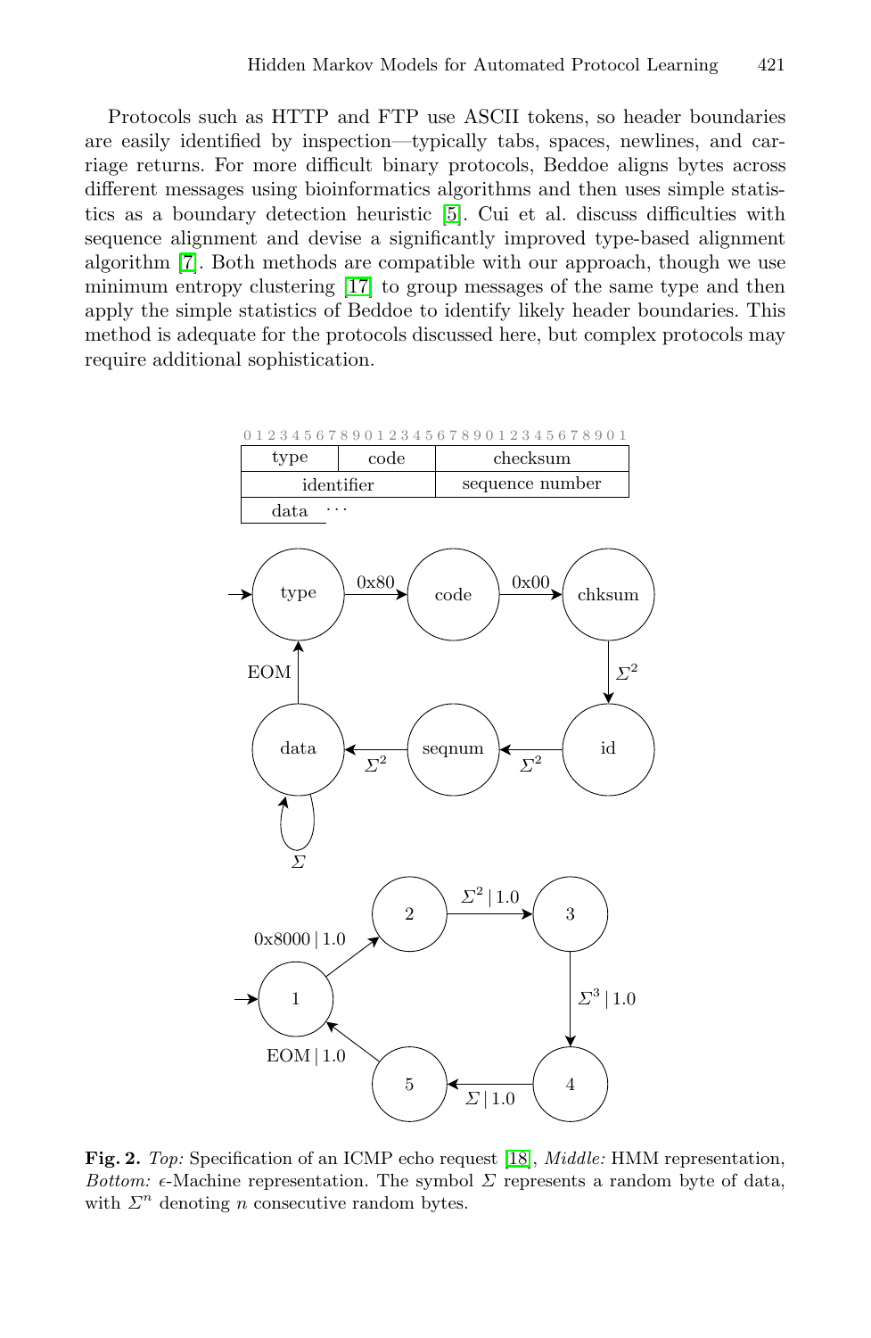Protocols such as HTTP and FTP use ASCII tokens, so header boundaries are easily identified by inspection—typically tabs, spaces, newlines, and carriage returns. For more difficult binary protocols, Beddoe aligns bytes across different messages using bioinformatics algorithms and then uses simple statistics as a boundary detection heuristic [5]. Cui et al. discuss difficulties with sequence alignment and devise a significantly improved type-based alignment algorithm [7]. Both methods are compatible with our approach, though we use minimum entropy clustering [17] to group messages of the same type and then apply the simple statistics of Beddoe to identify likely header boundaries. This method is adequate for the protocols discussed here, but complex protocols may require additional sophistication.

| type | code | checksum |
|---|---|---|
| identifier | | sequence number |
| data ... | | |

**Fig. 2.** *Top:* Specification of an ICMP echo request [18], *Middle:* HMM representation, *Bottom:* $\epsilon$-Machine representation. The symbol $\Sigma$ represents a random byte of data, with $\Sigma^n$ denoting $n$ consecutive random bytes.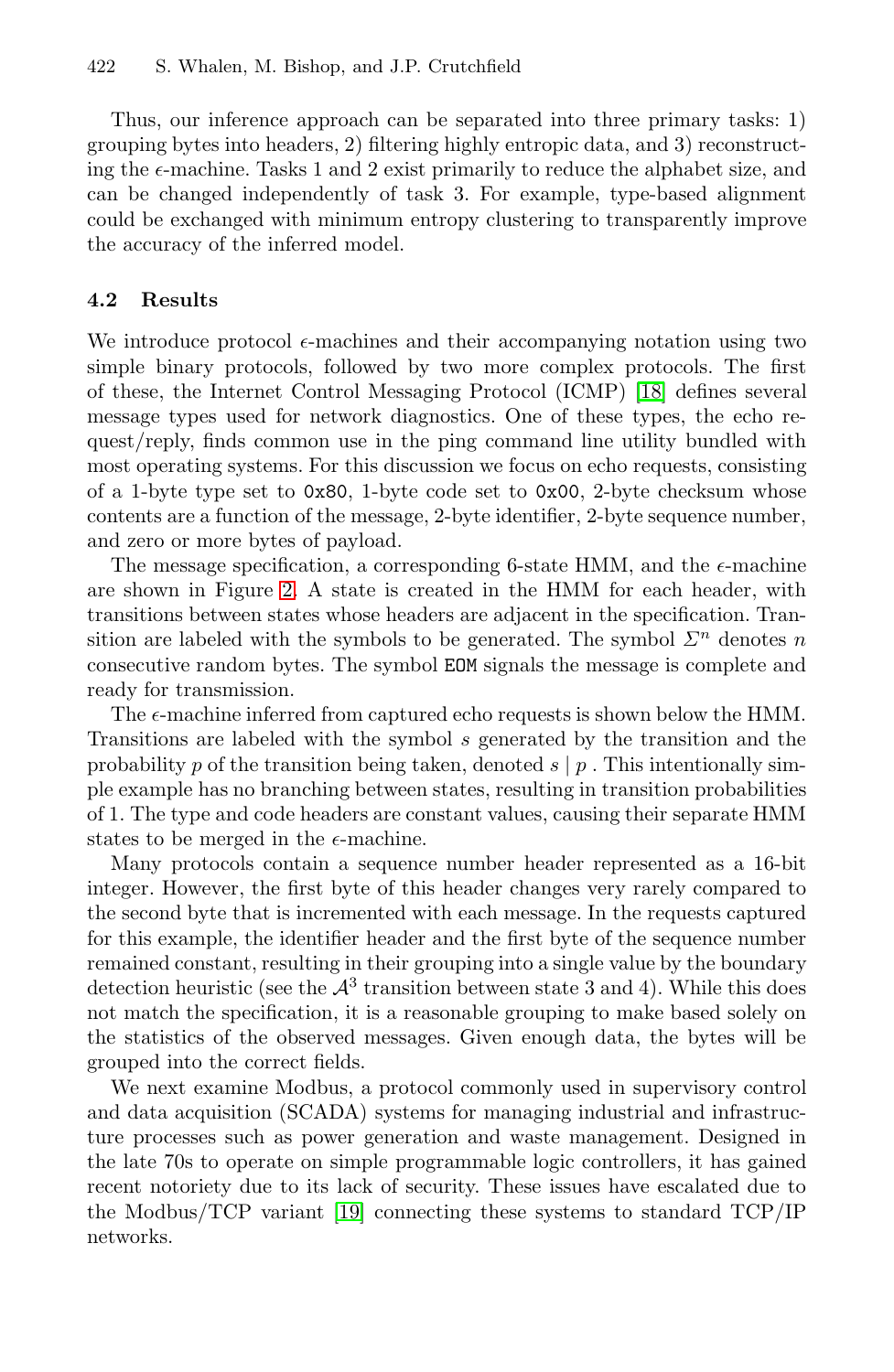Thus, our inference approach can be separated into three primary tasks: 1) grouping bytes into headers, 2) filtering highly entropic data, and 3) reconstructing the $\epsilon$-machine. Tasks 1 and 2 exist primarily to reduce the alphabet size, and can be changed independently of task 3. For example, type-based alignment could be exchanged with minimum entropy clustering to transparently improve the accuracy of the inferred model.

### 4.2 Results

We introduce protocol $\epsilon$-machines and their accompanying notation using two simple binary protocols, followed by two more complex protocols. The first of these, the Internet Control Messaging Protocol (ICMP) [18] defines several message types used for network diagnostics. One of these types, the echo request/reply, finds common use in the ping command line utility bundled with most operating systems. For this discussion we focus on echo requests, consisting of a 1-byte type set to `0x80`, 1-byte code set to `0x00`, 2-byte checksum whose contents are a function of the message, 2-byte identifier, 2-byte sequence number, and zero or more bytes of payload.

The message specification, a corresponding 6-state HMM, and the $\epsilon$-machine are shown in Figure 2. A state is created in the HMM for each header, with transitions between states whose headers are adjacent in the specification. Transition are labeled with the symbols to be generated. The symbol $\Sigma^n$ denotes $n$ consecutive random bytes. The symbol `EOM` signals the message is complete and ready for transmission.

The $\epsilon$-machine inferred from captured echo requests is shown below the HMM. Transitions are labeled with the symbol $s$ generated by the transition and the probability $p$ of the transition being taken, denoted $s \mid p$. This intentionally simple example has no branching between states, resulting in transition probabilities of 1. The type and code headers are constant values, causing their separate HMM states to be merged in the $\epsilon$-machine.

Many protocols contain a sequence number header represented as a 16-bit integer. However, the first byte of this header changes very rarely compared to the second byte that is incremented with each message. In the requests captured for this example, the identifier header and the first byte of the sequence number remained constant, resulting in their grouping into a single value by the boundary detection heuristic (see the $\mathcal{A}^3$ transition between state 3 and 4). While this does not match the specification, it is a reasonable grouping to make based solely on the statistics of the observed messages. Given enough data, the bytes will be grouped into the correct fields.

We next examine Modbus, a protocol commonly used in supervisory control and data acquisition (SCADA) systems for managing industrial and infrastructure processes such as power generation and waste management. Designed in the late 70s to operate on simple programmable logic controllers, it has gained recent notoriety due to its lack of security. These issues have escalated due to the Modbus/TCP variant [19] connecting these systems to standard TCP/IP networks.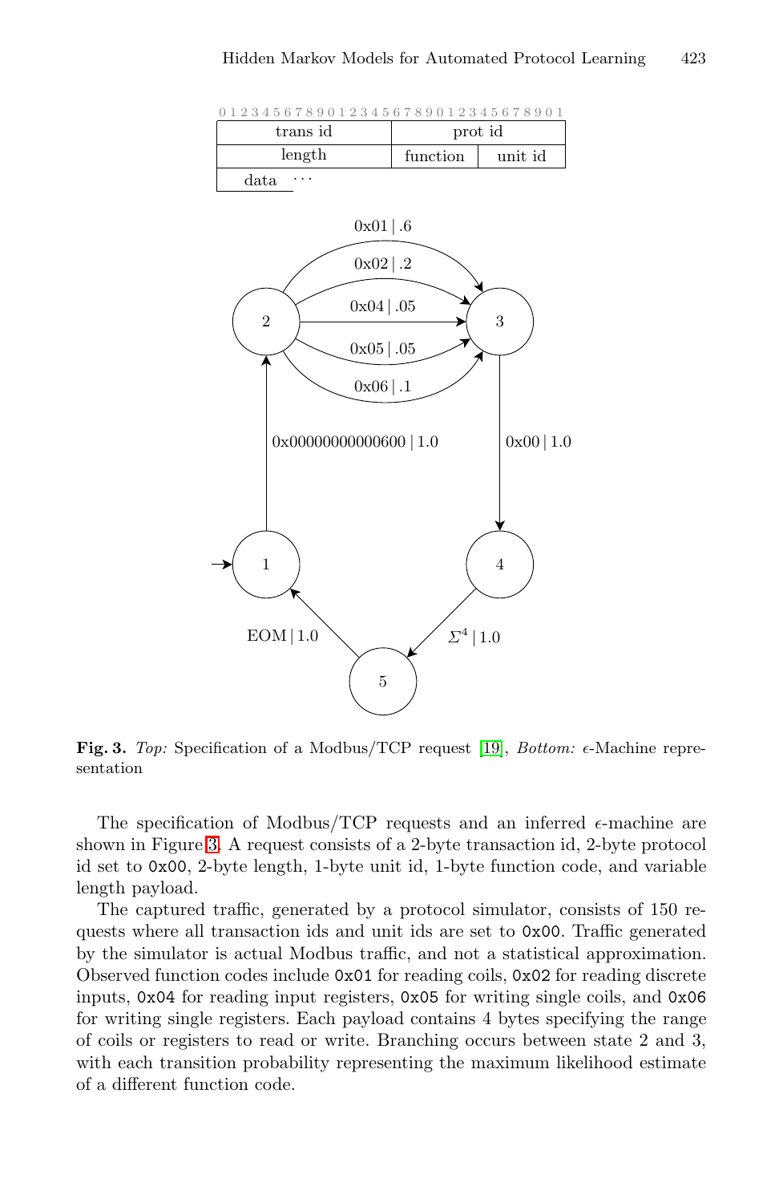| trans id | | prot id | |
|---|---|---|---|
| length | | function | unit id |
| data ··· | | | |

Fig. 3. *Top:* Specification of a Modbus/TCP request [19], *Bottom:* $\epsilon$-Machine representation

The specification of Modbus/TCP requests and an inferred $\epsilon$-machine are shown in Figure 3. A request consists of a 2-byte transaction id, 2-byte protocol id set to `0x00`, 2-byte length, 1-byte unit id, 1-byte function code, and variable length payload.

The captured traffic, generated by a protocol simulator, consists of 150 requests where all transaction ids and unit ids are set to `0x00`. Traffic generated by the simulator is actual Modbus traffic, and not a statistical approximation. Observed function codes include `0x01` for reading coils, `0x02` for reading discrete inputs, `0x04` for reading input registers, `0x05` for writing single coils, and `0x06` for writing single registers. Each payload contains 4 bytes specifying the range of coils or registers to read or write. Branching occurs between state 2 and 3, with each transition probability representing the maximum likelihood estimate of a different function code.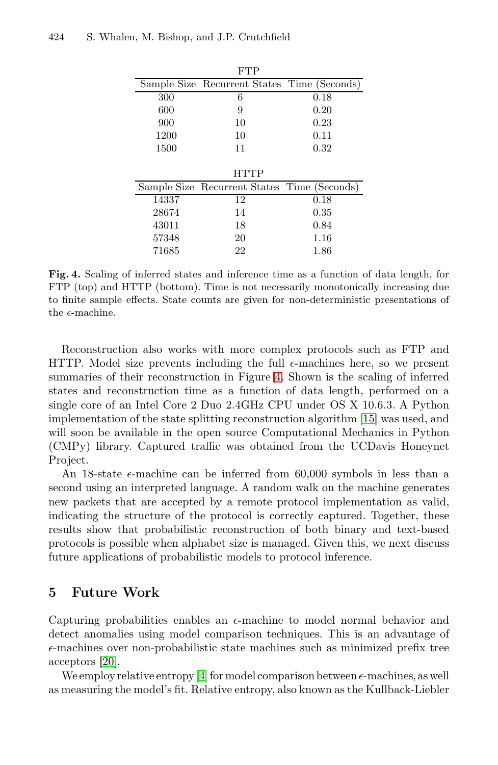FTP

| Sample Size | Recurrent States | Time (Seconds) |
|---|---|---|
| 300 | 6 | 0.18 |
| 600 | 9 | 0.20 |
| 900 | 10 | 0.23 |
| 1200 | 10 | 0.11 |
| 1500 | 11 | 0.32 |

HTTP

| Sample Size | Recurrent States | Time (Seconds) |
|---|---|---|
| 14337 | 12 | 0.18 |
| 28674 | 14 | 0.35 |
| 43011 | 18 | 0.84 |
| 57348 | 20 | 1.16 |
| 71685 | 22 | 1.86 |

**Fig. 4.** Scaling of inferred states and inference time as a function of data length, for FTP (top) and HTTP (bottom). Time is not necessarily monotonically increasing due to finite sample effects. State counts are given for non-deterministic presentations of the $\epsilon$-machine.

Reconstruction also works with more complex protocols such as FTP and HTTP. Model size prevents including the full $\epsilon$-machines here, so we present summaries of their reconstruction in Figure 4. Shown is the scaling of inferred states and reconstruction time as a function of data length, performed on a single core of an Intel Core 2 Duo 2.4GHz CPU under OS X 10.6.3. A Python implementation of the state splitting reconstruction algorithm [15] was used, and will soon be available in the open source Computational Mechanics in Python (CMPy) library. Captured traffic was obtained from the UCDavis Honeynet Project.

An 18-state $\epsilon$-machine can be inferred from 60,000 symbols in less than a second using an interpreted language. A random walk on the machine generates new packets that are accepted by a remote protocol implementation as valid, indicating the structure of the protocol is correctly captured. Together, these results show that probabilistic reconstruction of both binary and text-based protocols is possible when alphabet size is managed. Given this, we next discuss future applications of probabilistic models to protocol inference.

## 5 Future Work

Capturing probabilities enables an $\epsilon$-machine to model normal behavior and detect anomalies using model comparison techniques. This is an advantage of $\epsilon$-machines over non-probabilistic state machines such as minimized prefix tree acceptors [20].

We employ relative entropy [4] for model comparison between $\epsilon$-machines, as well as measuring the model's fit. Relative entropy, also known as the Kullback-Liebler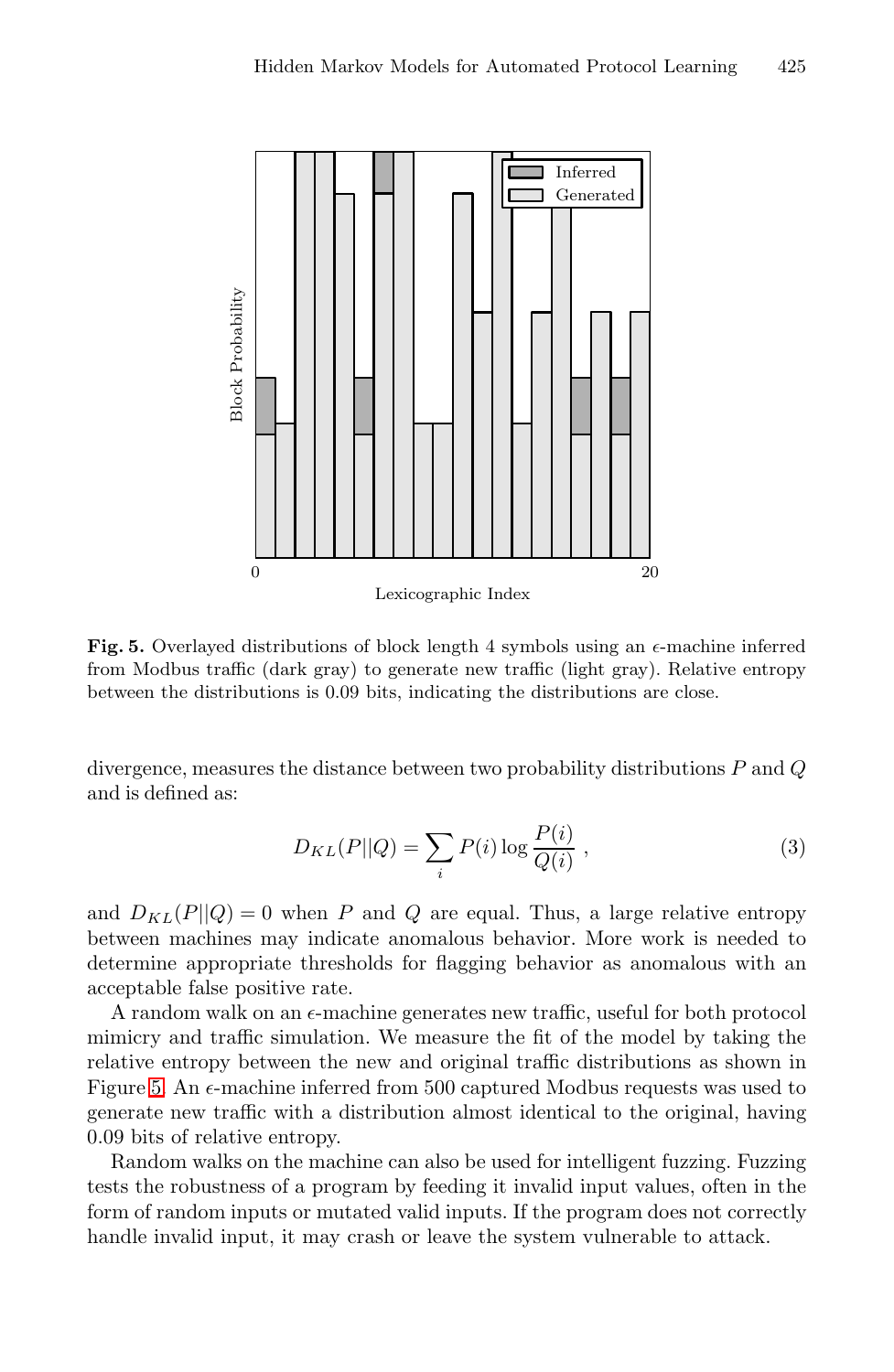**Fig. 5.** Overlayed distributions of block length 4 symbols using an $\epsilon$-machine inferred from Modbus traffic (dark gray) to generate new traffic (light gray). Relative entropy between the distributions is 0.09 bits, indicating the distributions are close.

divergence, measures the distance between two probability distributions $P$ and $Q$ and is defined as:

$$D_{KL}(P||Q) = \sum_{i} P(i) \log \frac{P(i)}{Q(i)} \ , \tag{3}$$

and $D_{KL}(P||Q) = 0$ when $P$ and $Q$ are equal. Thus, a large relative entropy between machines may indicate anomalous behavior. More work is needed to determine appropriate thresholds for flagging behavior as anomalous with an acceptable false positive rate.

A random walk on an $\epsilon$-machine generates new traffic, useful for both protocol mimicry and traffic simulation. We measure the fit of the model by taking the relative entropy between the new and original traffic distributions as shown in Figure 5. An $\epsilon$-machine inferred from 500 captured Modbus requests was used to generate new traffic with a distribution almost identical to the original, having 0.09 bits of relative entropy.

Random walks on the machine can also be used for intelligent fuzzing. Fuzzing tests the robustness of a program by feeding it invalid input values, often in the form of random inputs or mutated valid inputs. If the program does not correctly handle invalid input, it may crash or leave the system vulnerable to attack.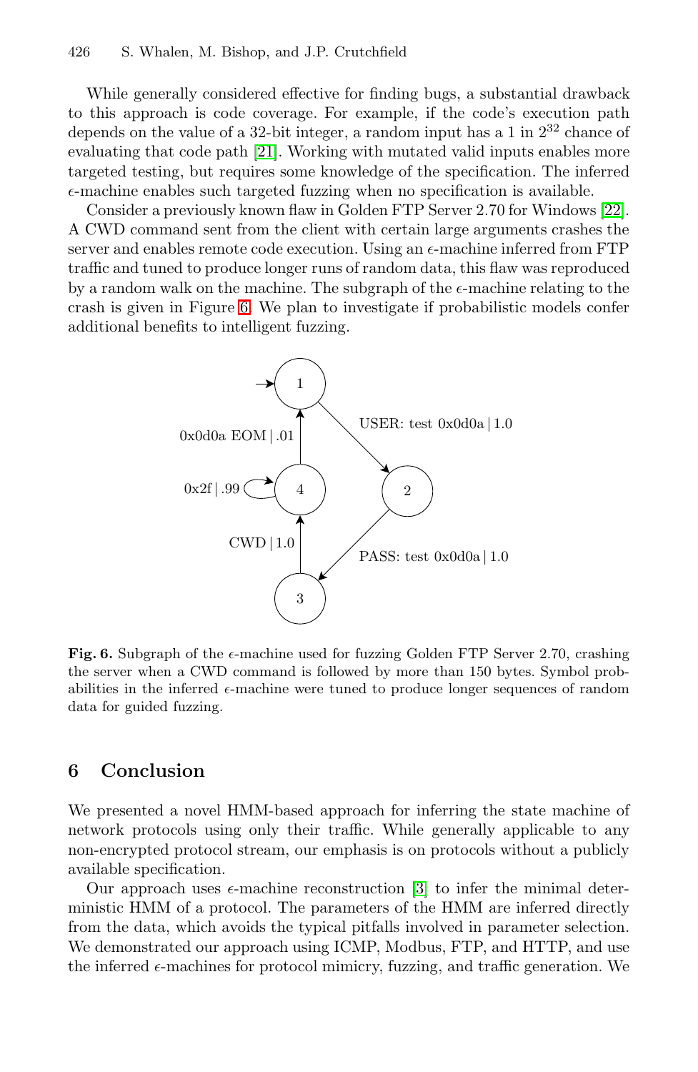While generally considered effective for finding bugs, a substantial drawback to this approach is code coverage. For example, if the code's execution path depends on the value of a 32-bit integer, a random input has a 1 in $2^{32}$ chance of evaluating that code path [21]. Working with mutated valid inputs enables more targeted testing, but requires some knowledge of the specification. The inferred $\epsilon$-machine enables such targeted fuzzing when no specification is available.

Consider a previously known flaw in Golden FTP Server 2.70 for Windows [22]. A CWD command sent from the client with certain large arguments crashes the server and enables remote code execution. Using an $\epsilon$-machine inferred from FTP traffic and tuned to produce longer runs of random data, this flaw was reproduced by a random walk on the machine. The subgraph of the $\epsilon$-machine relating to the crash is given in Figure 6. We plan to investigate if probabilistic models confer additional benefits to intelligent fuzzing.

**Fig. 6.** Subgraph of the $\epsilon$-machine used for fuzzing Golden FTP Server 2.70, crashing the server when a CWD command is followed by more than 150 bytes. Symbol probabilities in the inferred $\epsilon$-machine were tuned to produce longer sequences of random data for guided fuzzing.

## 6 Conclusion

We presented a novel HMM-based approach for inferring the state machine of network protocols using only their traffic. While generally applicable to any non-encrypted protocol stream, our emphasis is on protocols without a publicly available specification.

Our approach uses $\epsilon$-machine reconstruction [3] to infer the minimal deterministic HMM of a protocol. The parameters of the HMM are inferred directly from the data, which avoids the typical pitfalls involved in parameter selection. We demonstrated our approach using ICMP, Modbus, FTP, and HTTP, and use the inferred $\epsilon$-machines for protocol mimicry, fuzzing, and traffic generation. We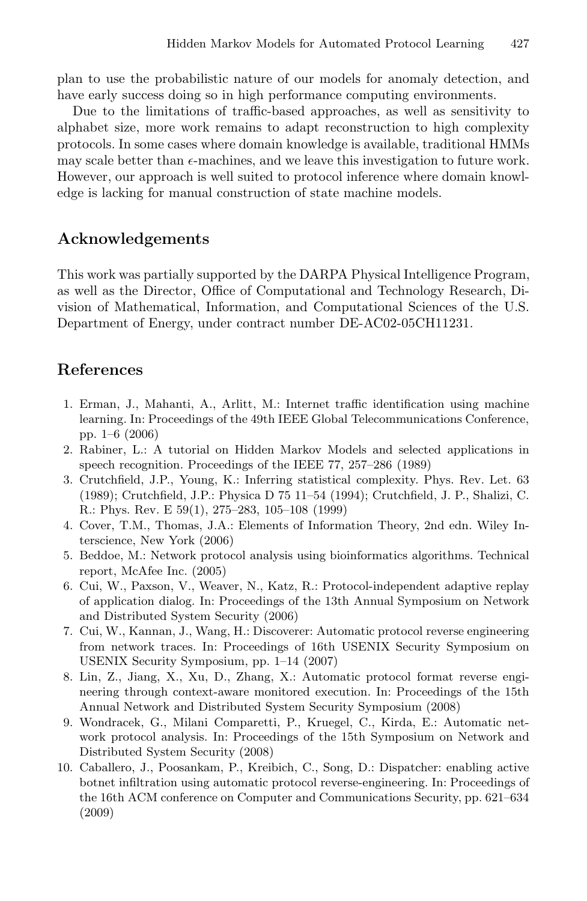plan to use the probabilistic nature of our models for anomaly detection, and have early success doing so in high performance computing environments.

Due to the limitations of traffic-based approaches, as well as sensitivity to alphabet size, more work remains to adapt reconstruction to high complexity protocols. In some cases where domain knowledge is available, traditional HMMs may scale better than $\epsilon$-machines, and we leave this investigation to future work. However, our approach is well suited to protocol inference where domain knowledge is lacking for manual construction of state machine models.

## Acknowledgements

This work was partially supported by the DARPA Physical Intelligence Program, as well as the Director, Office of Computational and Technology Research, Division of Mathematical, Information, and Computational Sciences of the U.S. Department of Energy, under contract number DE-AC02-05CH11231.

## References

1. Erman, J., Mahanti, A., Arlitt, M.: Internet traffic identification using machine learning. In: Proceedings of the 49th IEEE Global Telecommunications Conference, pp. 1–6 (2006)
2. Rabiner, L.: A tutorial on Hidden Markov Models and selected applications in speech recognition. Proceedings of the IEEE 77, 257–286 (1989)
3. Crutchfield, J.P., Young, K.: Inferring statistical complexity. Phys. Rev. Let. 63 (1989); Crutchfield, J.P.: Physica D 75 11–54 (1994); Crutchfield, J. P., Shalizi, C. R.: Phys. Rev. E 59(1), 275–283, 105–108 (1999)
4. Cover, T.M., Thomas, J.A.: Elements of Information Theory, 2nd edn. Wiley Interscience, New York (2006)
5. Beddoe, M.: Network protocol analysis using bioinformatics algorithms. Technical report, McAfee Inc. (2005)
6. Cui, W., Paxson, V., Weaver, N., Katz, R.: Protocol-independent adaptive replay of application dialog. In: Proceedings of the 13th Annual Symposium on Network and Distributed System Security (2006)
7. Cui, W., Kannan, J., Wang, H.: Discoverer: Automatic protocol reverse engineering from network traces. In: Proceedings of 16th USENIX Security Symposium on USENIX Security Symposium, pp. 1–14 (2007)
8. Lin, Z., Jiang, X., Xu, D., Zhang, X.: Automatic protocol format reverse engineering through context-aware monitored execution. In: Proceedings of the 15th Annual Network and Distributed System Security Symposium (2008)
9. Wondracek, G., Milani Comparetti, P., Kruegel, C., Kirda, E.: Automatic network protocol analysis. In: Proceedings of the 15th Symposium on Network and Distributed System Security (2008)
10. Caballero, J., Poosankam, P., Kreibich, C., Song, D.: Dispatcher: enabling active botnet infiltration using automatic protocol reverse-engineering. In: Proceedings of the 16th ACM conference on Computer and Communications Security, pp. 621–634 (2009)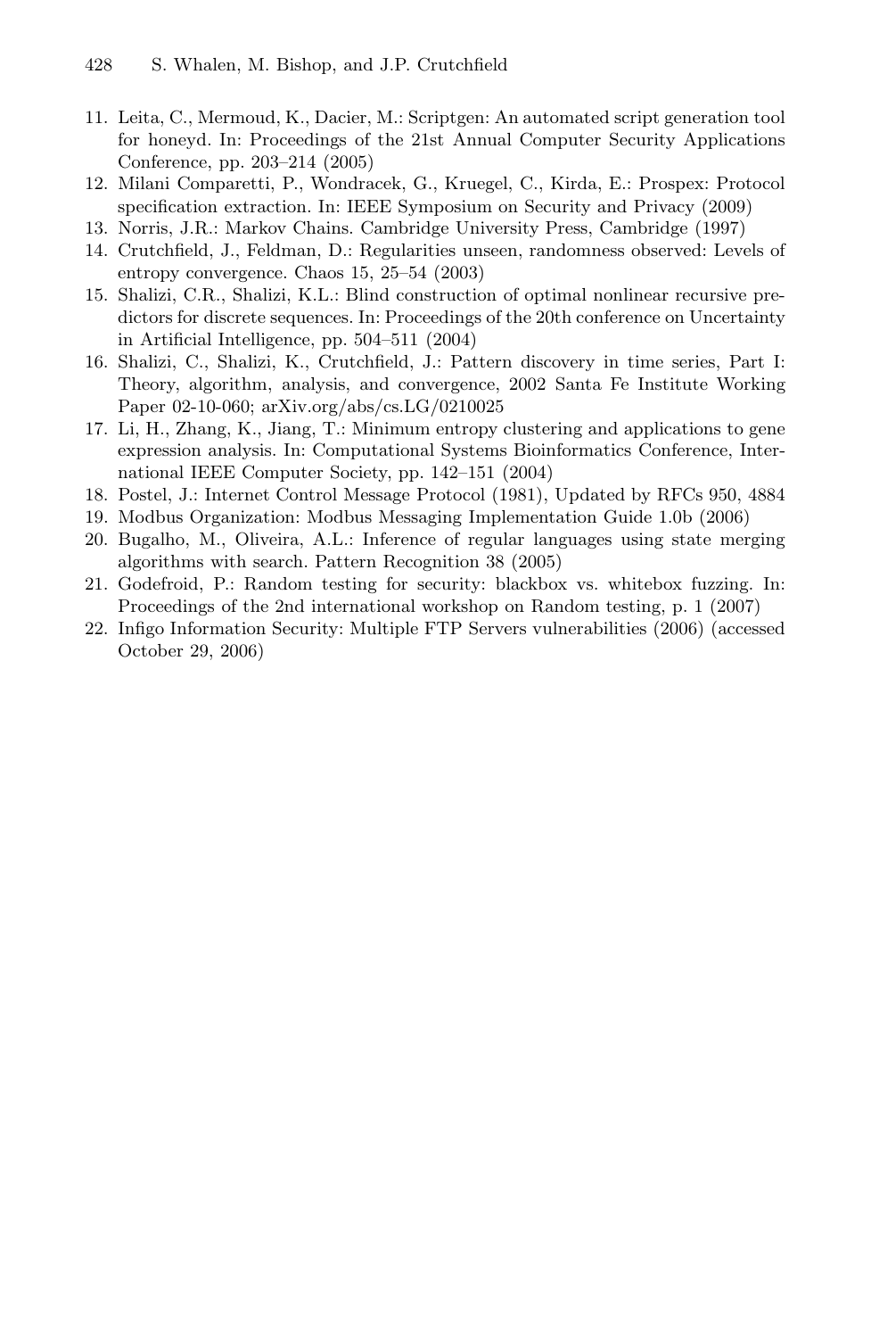11. Leita, C., Mermoud, K., Dacier, M.: Scriptgen: An automated script generation tool for honeyd. In: Proceedings of the 21st Annual Computer Security Applications Conference, pp. 203–214 (2005)
12. Milani Comparetti, P., Wondracek, G., Kruegel, C., Kirda, E.: Prospex: Protocol specification extraction. In: IEEE Symposium on Security and Privacy (2009)
13. Norris, J.R.: Markov Chains. Cambridge University Press, Cambridge (1997)
14. Crutchfield, J., Feldman, D.: Regularities unseen, randomness observed: Levels of entropy convergence. Chaos 15, 25–54 (2003)
15. Shalizi, C.R., Shalizi, K.L.: Blind construction of optimal nonlinear recursive predictors for discrete sequences. In: Proceedings of the 20th conference on Uncertainty in Artificial Intelligence, pp. 504–511 (2004)
16. Shalizi, C., Shalizi, K., Crutchfield, J.: Pattern discovery in time series, Part I: Theory, algorithm, analysis, and convergence, 2002 Santa Fe Institute Working Paper 02-10-060; arXiv.org/abs/cs.LG/0210025
17. Li, H., Zhang, K., Jiang, T.: Minimum entropy clustering and applications to gene expression analysis. In: Computational Systems Bioinformatics Conference, International IEEE Computer Society, pp. 142–151 (2004)
18. Postel, J.: Internet Control Message Protocol (1981), Updated by RFCs 950, 4884
19. Modbus Organization: Modbus Messaging Implementation Guide 1.0b (2006)
20. Bugalho, M., Oliveira, A.L.: Inference of regular languages using state merging algorithms with search. Pattern Recognition 38 (2005)
21. Godefroid, P.: Random testing for security: blackbox vs. whitebox fuzzing. In: Proceedings of the 2nd international workshop on Random testing, p. 1 (2007)
22. Infigo Information Security: Multiple FTP Servers vulnerabilities (2006) (accessed October 29, 2006)